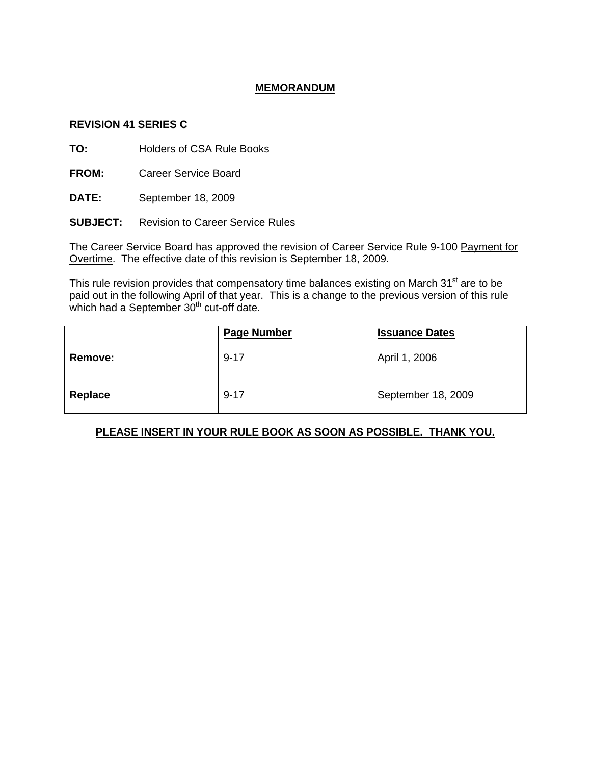# MEMORANDUM

**REVISION 41 SERIES C**

**TO:** Holders of CSA Rule Books

**FROM:** Career Service Board

**DATE:** September 18, 2009

**SUBJECT:** Revision to Career Service Rules

The Career Service Board has approved the revision of Career Service Rule 9-100 Payment for Overtime. The effective date of this revision is September 18, 2009.

This rule revision provides that compensatory time balances existing on March 31st are to be paid out in the following April of that year. This is a change to the previous version of this rule which had a September 30th cut-off date.

| | Page Number | Issuance Dates |
|---|---|---|
| **Remove:** | 9-17 | April 1, 2006 |
| **Replace** | 9-17 | September 18, 2009 |

**PLEASE INSERT IN YOUR RULE BOOK AS SOON AS POSSIBLE. THANK YOU.**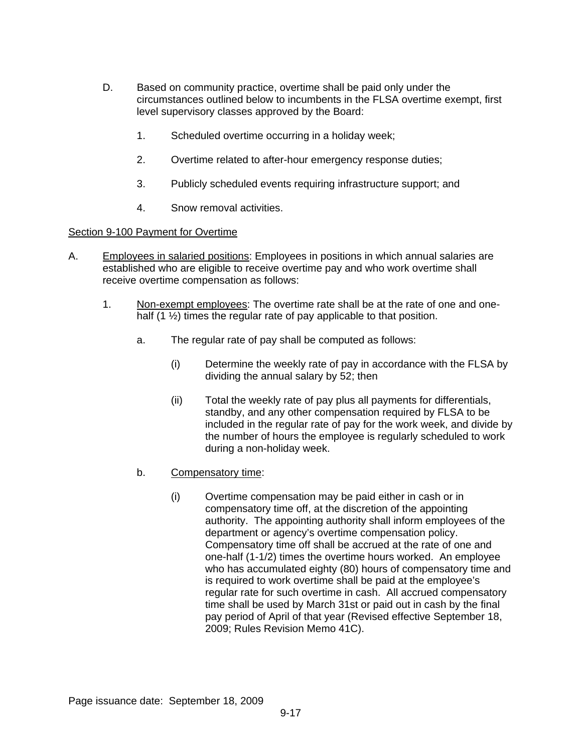D. Based on community practice, overtime shall be paid only under the circumstances outlined below to incumbents in the FLSA overtime exempt, first level supervisory classes approved by the Board:

1. Scheduled overtime occurring in a holiday week;

2. Overtime related to after-hour emergency response duties;

3. Publicly scheduled events requiring infrastructure support; and

4. Snow removal activities.

<u>Section 9-100 Payment for Overtime</u>

A. <u>Employees in salaried positions</u>: Employees in positions in which annual salaries are established who are eligible to receive overtime pay and who work overtime shall receive overtime compensation as follows:

1. <u>Non-exempt employees</u>: The overtime rate shall be at the rate of one and one-half (1 ½) times the regular rate of pay applicable to that position.

a. The regular rate of pay shall be computed as follows:

(i) Determine the weekly rate of pay in accordance with the FLSA by dividing the annual salary by 52; then

(ii) Total the weekly rate of pay plus all payments for differentials, standby, and any other compensation required by FLSA to be included in the regular rate of pay for the work week, and divide by the number of hours the employee is regularly scheduled to work during a non-holiday week.

b. <u>Compensatory time</u>:

(i) Overtime compensation may be paid either in cash or in compensatory time off, at the discretion of the appointing authority. The appointing authority shall inform employees of the department or agency's overtime compensation policy. Compensatory time off shall be accrued at the rate of one and one-half (1-1/2) times the overtime hours worked. An employee who has accumulated eighty (80) hours of compensatory time and is required to work overtime shall be paid at the employee's regular rate for such overtime in cash. All accrued compensatory time shall be used by March 31st or paid out in cash by the final pay period of April of that year (Revised effective September 18, 2009; Rules Revision Memo 41C).

Page issuance date: September 18, 2009